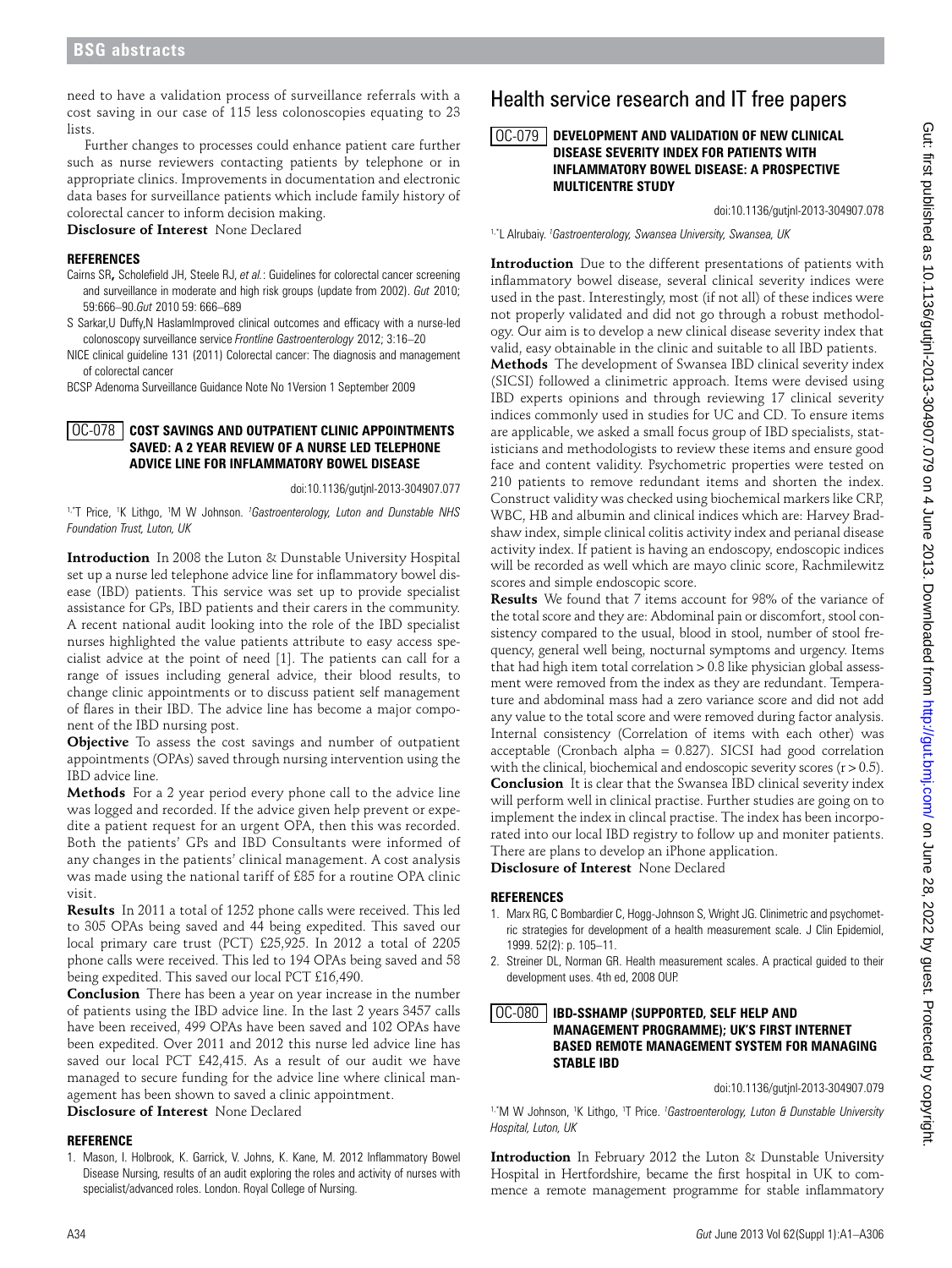need to have a validation process of surveillance referrals with a cost saving in our case of 115 less colonoscopies equating to 23 lists.

Further changes to processes could enhance patient care further such as nurse reviewers contacting patients by telephone or in appropriate clinics. Improvements in documentation and electronic data bases for surveillance patients which include family history of colorectal cancer to inform decision making.

**Disclosure of Interest** None Declared

### REFERENCES

Cairns SR**,** Scholefield JH, Steele RJ, *et al.*: Guidelines for colorectal cancer screening and surveillance in moderate and high risk groups (update from 2002). *Gut* 2010; 59:666–90.*Gut* 2010 59: 666–689

S Sarkar,U Duffy,N HaslamImproved clinical outcomes and efficacy with a nurse-led colonoscopy surveillance service *Frontline Gastroenterology* 2012; 3:16–20

NICE clinical guideline 131 (2011) Colorectal cancer: The diagnosis and management of colorectal cancer

BCSP Adenoma Surveillance Guidance Note No 1Version 1 September 2009

## OC-078 COST SAVINGS AND OUTPATIENT CLINIC APPOINTMENTS SAVED: A 2 YEAR REVIEW OF A NURSE LED TELEPHONE ADVICE LINE FOR INFLAMMATORY BOWEL DISEASE

doi:10.1136/gutjnl-2013-304907.077

[1,*]T Price, [1]K Lithgo, [1]M W Johnson. [1]*Gastroenterology, Luton and Dunstable NHS Foundation Trust, Luton, UK*

**Introduction** In 2008 the Luton & Dunstable University Hospital set up a nurse led telephone advice line for inflammatory bowel disease (IBD) patients. This service was set up to provide specialist assistance for GPs, IBD patients and their carers in the community. A recent national audit looking into the role of the IBD specialist nurses highlighted the value patients attribute to easy access specialist advice at the point of need [1]. The patients can call for a range of issues including general advice, their blood results, to change clinic appointments or to discuss patient self management of flares in their IBD. The advice line has become a major component of the IBD nursing post.

**Objective** To assess the cost savings and number of outpatient appointments (OPAs) saved through nursing intervention using the IBD advice line.

**Methods** For a 2 year period every phone call to the advice line was logged and recorded. If the advice given help prevent or expedite a patient request for an urgent OPA, then this was recorded. Both the patients' GPs and IBD Consultants were informed of any changes in the patients' clinical management. A cost analysis was made using the national tariff of £85 for a routine OPA clinic visit.

**Results** In 2011 a total of 1252 phone calls were received. This led to 305 OPAs being saved and 44 being expedited. This saved our local primary care trust (PCT) £25,925. In 2012 a total of 2205 phone calls were received. This led to 194 OPAs being saved and 58 being expedited. This saved our local PCT £16,490.

**Conclusion** There has been a year on year increase in the number of patients using the IBD advice line. In the last 2 years 3457 calls have been received, 499 OPAs have been saved and 102 OPAs have been expedited. Over 2011 and 2012 this nurse led advice line has saved our local PCT £42,415. As a result of our audit we have managed to secure funding for the advice line where clinical management has been shown to saved a clinic appointment.

**Disclosure of Interest** None Declared

### REFERENCE

1. Mason, I. Holbrook, K. Garrick, V. Johns, K. Kane, M. 2012 Inflammatory Bowel Disease Nursing, results of an audit exploring the roles and activity of nurses with specialist/advanced roles. London. Royal College of Nursing.

# Health service research and IT free papers

## OC-079 DEVELOPMENT AND VALIDATION OF NEW CLINICAL DISEASE SEVERITY INDEX FOR PATIENTS WITH INFLAMMATORY BOWEL DISEASE: A PROSPECTIVE MULTICENTRE STUDY

doi:10.1136/gutjnl-2013-304907.078

[1,*]L Alrubaiy. [1]*Gastroenterology, Swansea University, Swansea, UK*

**Introduction** Due to the different presentations of patients with inflammatory bowel disease, several clinical severity indices were used in the past. Interestingly, most (if not all) of these indices were not properly validated and did not go through a robust methodology. Our aim is to develop a new clinical disease severity index that valid, easy obtainable in the clinic and suitable to all IBD patients.

**Methods** The development of Swansea IBD clinical severity index (SICSI) followed a clinimetric approach. Items were devised using IBD experts opinions and through reviewing 17 clinical severity indices commonly used in studies for UC and CD. To ensure items are applicable, we asked a small focus group of IBD specialists, statisticians and methodologists to review these items and ensure good face and content validity. Psychometric properties were tested on 210 patients to remove redundant items and shorten the index. Construct validity was checked using biochemical markers like CRP, WBC, HB and albumin and clinical indices which are: Harvey Bradshaw index, simple clinical colitis activity index and perianal disease activity index. If patient is having an endoscopy, endoscopic indices will be recorded as well which are mayo clinic score, Rachmilewitz scores and simple endoscopic score.

**Results** We found that 7 items account for 98% of the variance of the total score and they are: Abdominal pain or discomfort, stool consistency compared to the usual, blood in stool, number of stool frequency, general well being, nocturnal symptoms and urgency. Items that had high item total correlation > 0.8 like physician global assessment were removed from the index as they are redundant. Temperature and abdominal mass had a zero variance score and did not add any value to the total score and were removed during factor analysis. Internal consistency (Correlation of items with each other) was acceptable (Cronbach alpha = 0.827). SICSI had good correlation with the clinical, biochemical and endoscopic severity scores ($r > 0.5$).

**Conclusion** It is clear that the Swansea IBD clinical severity index will perform well in clinical practise. Further studies are going on to implement the index in clincal practise. The index has been incorporated into our local IBD registry to follow up and moniter patients. There are plans to develop an iPhone application.

**Disclosure of Interest** None Declared

### REFERENCES

1. Marx RG, C Bombardier C, Hogg-Johnson S, Wright JG. Clinimetric and psychometric strategies for development of a health measurement scale. J Clin Epidemiol, 1999. 52(2): p. 105–11.
2. Streiner DL, Norman GR. Health measurement scales. A practical guided to their development uses. 4th ed, 2008 OUP.

## OC-080 IBD-SSHAMP (SUPPORTED, SELF HELP AND MANAGEMENT PROGRAMME); UK'S FIRST INTERNET BASED REMOTE MANAGEMENT SYSTEM FOR MANAGING STABLE IBD

doi:10.1136/gutjnl-2013-304907.079

[1,*]M W Johnson, [1]K Lithgo, [1]T Price. [1]*Gastroenterology, Luton & Dunstable University Hospital, Luton, UK*

**Introduction** In February 2012 the Luton & Dunstable University Hospital in Hertfordshire, became the first hospital in UK to commence a remote management programme for stable inflammatory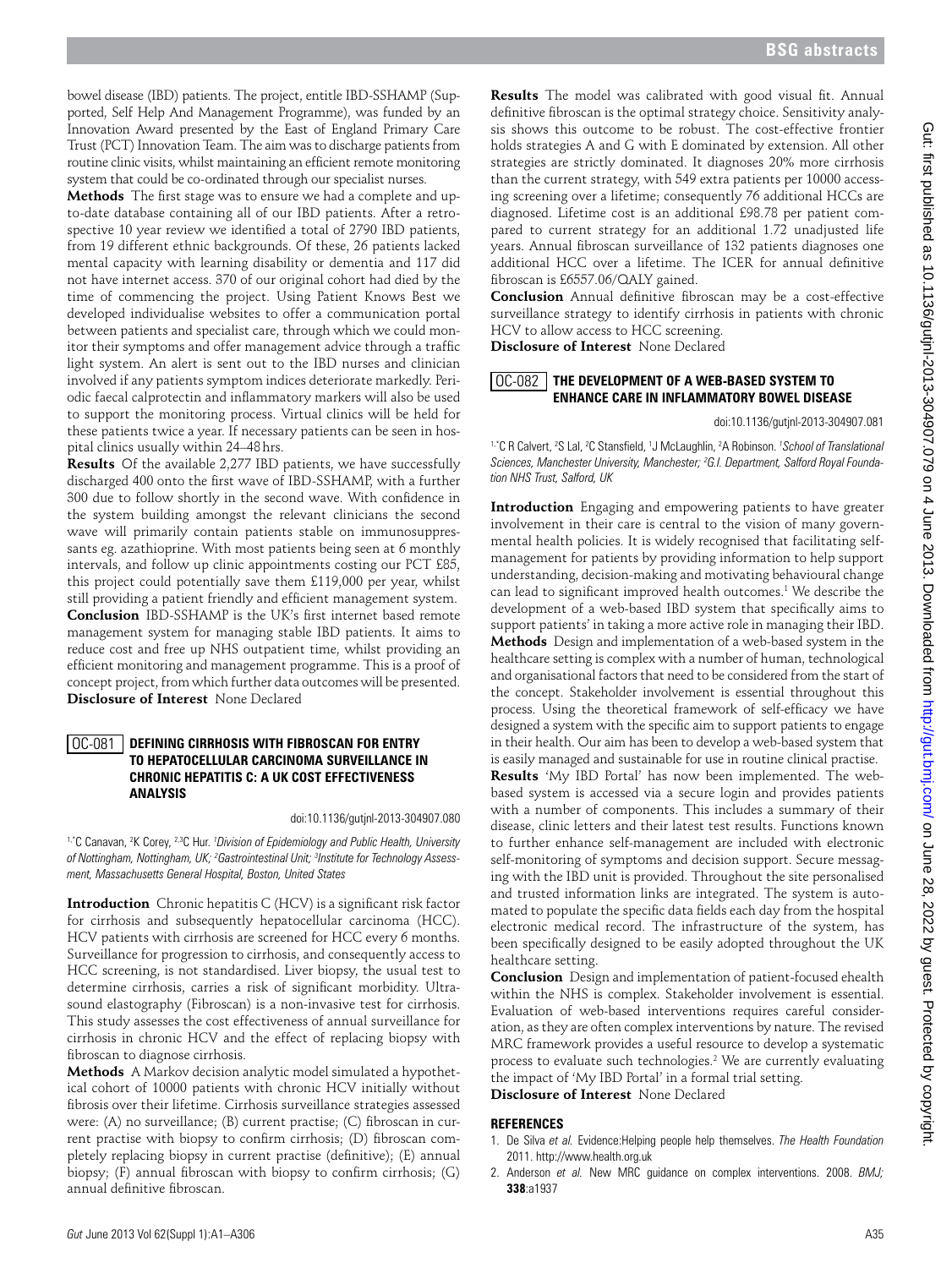bowel disease (IBD) patients. The project, entitle IBD-SSHAMP (Supported, Self Help And Management Programme), was funded by an Innovation Award presented by the East of England Primary Care Trust (PCT) Innovation Team. The aim was to discharge patients from routine clinic visits, whilst maintaining an efficient remote monitoring system that could be co-ordinated through our specialist nurses.

**Methods** The first stage was to ensure we had a complete and up-to-date database containing all of our IBD patients. After a retrospective 10 year review we identified a total of 2790 IBD patients, from 19 different ethnic backgrounds. Of these, 26 patients lacked mental capacity with learning disability or dementia and 117 did not have internet access. 370 of our original cohort had died by the time of commencing the project. Using Patient Knows Best we developed individualise websites to offer a communication portal between patients and specialist care, through which we could monitor their symptoms and offer management advice through a traffic light system. An alert is sent out to the IBD nurses and clinician involved if any patients symptom indices deteriorate markedly. Periodic faecal calprotectin and inflammatory markers will also be used to support the monitoring process. Virtual clinics will be held for these patients twice a year. If necessary patients can be seen in hospital clinics usually within 24–48 hrs.

**Results** Of the available 2,277 IBD patients, we have successfully discharged 400 onto the first wave of IBD-SSHAMP, with a further 300 due to follow shortly in the second wave. With confidence in the system building amongst the relevant clinicians the second wave will primarily contain patients stable on immunosuppressants eg. azathioprine. With most patients being seen at 6 monthly intervals, and follow up clinic appointments costing our PCT £85, this project could potentially save them £119,000 per year, whilst still providing a patient friendly and efficient management system.

**Conclusion** IBD-SSHAMP is the UK's first internet based remote management system for managing stable IBD patients. It aims to reduce cost and free up NHS outpatient time, whilst providing an efficient monitoring and management programme. This is a proof of concept project, from which further data outcomes will be presented.

**Disclosure of Interest** None Declared

## OC-081 DEFINING CIRRHOSIS WITH FIBROSCAN FOR ENTRY TO HEPATOCELLULAR CARCINOMA SURVEILLANCE IN CHRONIC HEPATITIS C: A UK COST EFFECTIVENESS ANALYSIS

doi:10.1136/gutjnl-2013-304907.080

[1,*]C Canavan, [2]K Corey, [2,3]C Hur. [1]*Division of Epidemiology and Public Health, University of Nottingham, Nottingham, UK;* [2]*Gastrointestinal Unit;* [3]*Institute for Technology Assessment, Massachusetts General Hospital, Boston, United States*

**Introduction** Chronic hepatitis C (HCV) is a significant risk factor for cirrhosis and subsequently hepatocellular carcinoma (HCC). HCV patients with cirrhosis are screened for HCC every 6 months. Surveillance for progression to cirrhosis, and consequently access to HCC screening, is not standardised. Liver biopsy, the usual test to determine cirrhosis, carries a risk of significant morbidity. Ultrasound elastography (Fibroscan) is a non-invasive test for cirrhosis. This study assesses the cost effectiveness of annual surveillance for cirrhosis in chronic HCV and the effect of replacing biopsy with fibroscan to diagnose cirrhosis.

**Methods** A Markov decision analytic model simulated a hypothetical cohort of 10000 patients with chronic HCV initially without fibrosis over their lifetime. Cirrhosis surveillance strategies assessed were: (A) no surveillance; (B) current practise; (C) fibroscan in current practise with biopsy to confirm cirrhosis; (D) fibroscan completely replacing biopsy in current practise (definitive); (E) annual biopsy; (F) annual fibroscan with biopsy to confirm cirrhosis; (G) annual definitive fibroscan.

**Results** The model was calibrated with good visual fit. Annual definitive fibroscan is the optimal strategy choice. Sensitivity analysis shows this outcome to be robust. The cost-effective frontier holds strategies A and G with E dominated by extension. All other strategies are strictly dominated. It diagnoses 20% more cirrhosis than the current strategy, with 549 extra patients per 10000 accessing screening over a lifetime; consequently 76 additional HCCs are diagnosed. Lifetime cost is an additional £98.78 per patient compared to current strategy for an additional 1.72 unadjusted life years. Annual fibroscan surveillance of 132 patients diagnoses one additional HCC over a lifetime. The ICER for annual definitive fibroscan is £6557.06/QALY gained.

**Conclusion** Annual definitive fibroscan may be a cost-effective surveillance strategy to identify cirrhosis in patients with chronic HCV to allow access to HCC screening.

**Disclosure of Interest** None Declared

## OC-082 THE DEVELOPMENT OF A WEB-BASED SYSTEM TO ENHANCE CARE IN INFLAMMATORY BOWEL DISEASE

doi:10.1136/gutjnl-2013-304907.081

[1,*]C R Calvert, [2]S Lal, [2]C Stansfield, [1]J McLaughlin, [2]A Robinson. [1]*School of Translational Sciences, Manchester University, Manchester;* [2]*G.I. Department, Salford Royal Foundation NHS Trust, Salford, UK*

**Introduction** Engaging and empowering patients to have greater involvement in their care is central to the vision of many governmental health policies. It is widely recognised that facilitating self-management for patients by providing information to help support understanding, decision-making and motivating behavioural change can lead to significant improved health outcomes.[1] We describe the development of a web-based IBD system that specifically aims to support patients' in taking a more active role in managing their IBD.

**Methods** Design and implementation of a web-based system in the healthcare setting is complex with a number of human, technological and organisational factors that need to be considered from the start of the concept. Stakeholder involvement is essential throughout this process. Using the theoretical framework of self-efficacy we have designed a system with the specific aim to support patients to engage in their health. Our aim has been to develop a web-based system that is easily managed and sustainable for use in routine clinical practise.

**Results** 'My IBD Portal' has now been implemented. The web-based system is accessed via a secure login and provides patients with a number of components. This includes a summary of their disease, clinic letters and their latest test results. Functions known to further enhance self-management are included with electronic self-monitoring of symptoms and decision support. Secure messaging with the IBD unit is provided. Throughout the site personalised and trusted information links are integrated. The system is automated to populate the specific data fields each day from the hospital electronic medical record. The infrastructure of the system, has been specifically designed to be easily adopted throughout the UK healthcare setting.

**Conclusion** Design and implementation of patient-focused ehealth within the NHS is complex. Stakeholder involvement is essential. Evaluation of web-based interventions requires careful consideration, as they are often complex interventions by nature. The revised MRC framework provides a useful resource to develop a systematic process to evaluate such technologies.[2] We are currently evaluating the impact of 'My IBD Portal' in a formal trial setting.

**Disclosure of Interest** None Declared

### REFERENCES

1. De Silva *et al.* Evidence:Helping people help themselves. *The Health Foundation* 2011. http://www.health.org.uk
2. Anderson *et al.* New MRC guidance on complex interventions. 2008. *BMJ;* **338**:a1937